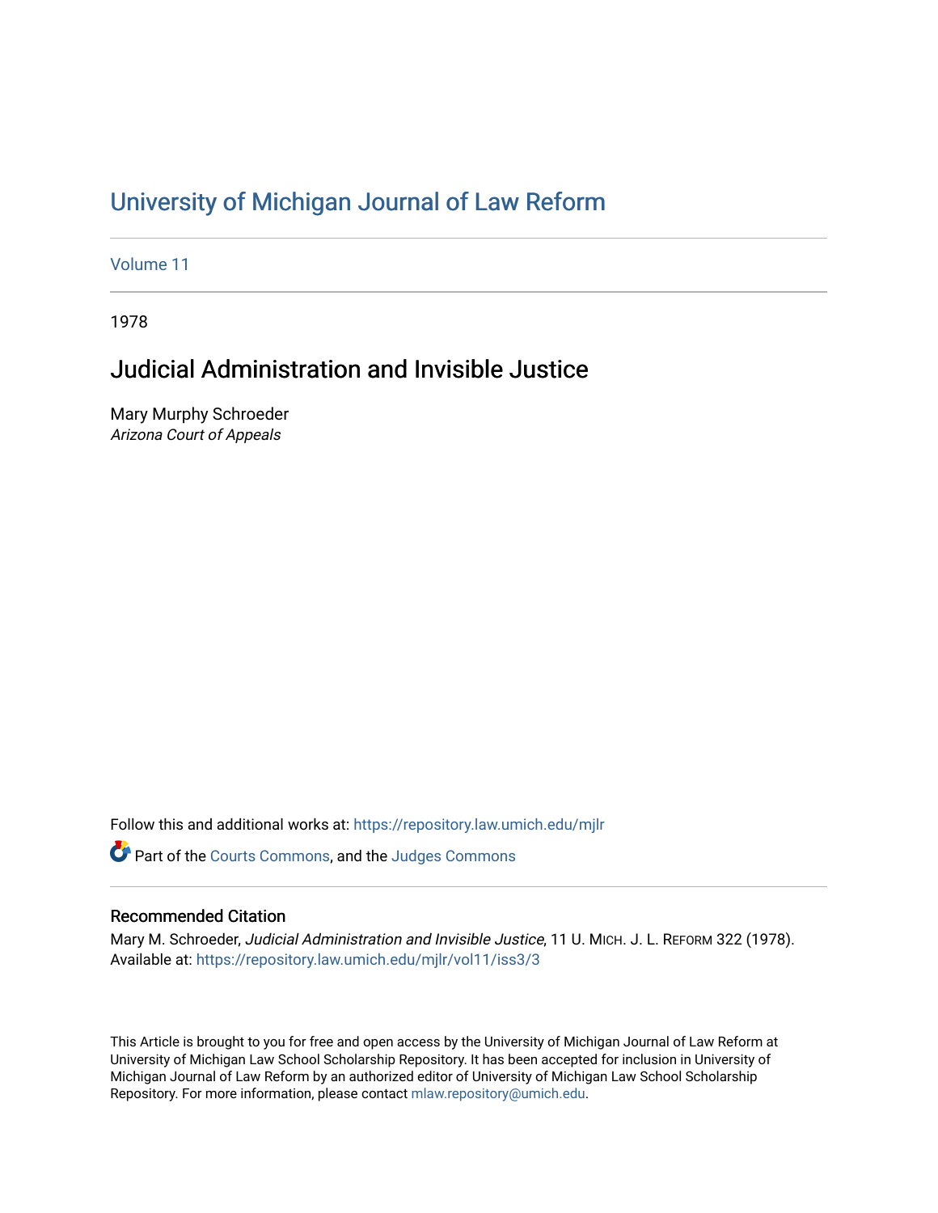# University of Michigan Journal of Law Reform

Volume 11

1978

## Judicial Administration and Invisible Justice

Mary Murphy Schroeder
*Arizona Court of Appeals*

Follow this and additional works at: https://repository.law.umich.edu/mjlr

Part of the Courts Commons, and the Judges Commons

### Recommended Citation

Mary M. Schroeder, *Judicial Administration and Invisible Justice*, 11 U. MICH. J. L. REFORM 322 (1978).
Available at: https://repository.law.umich.edu/mjlr/vol11/iss3/3

This Article is brought to you for free and open access by the University of Michigan Journal of Law Reform at University of Michigan Law School Scholarship Repository. It has been accepted for inclusion in University of Michigan Journal of Law Reform by an authorized editor of University of Michigan Law School Scholarship Repository. For more information, please contact mlaw.repository@umich.edu.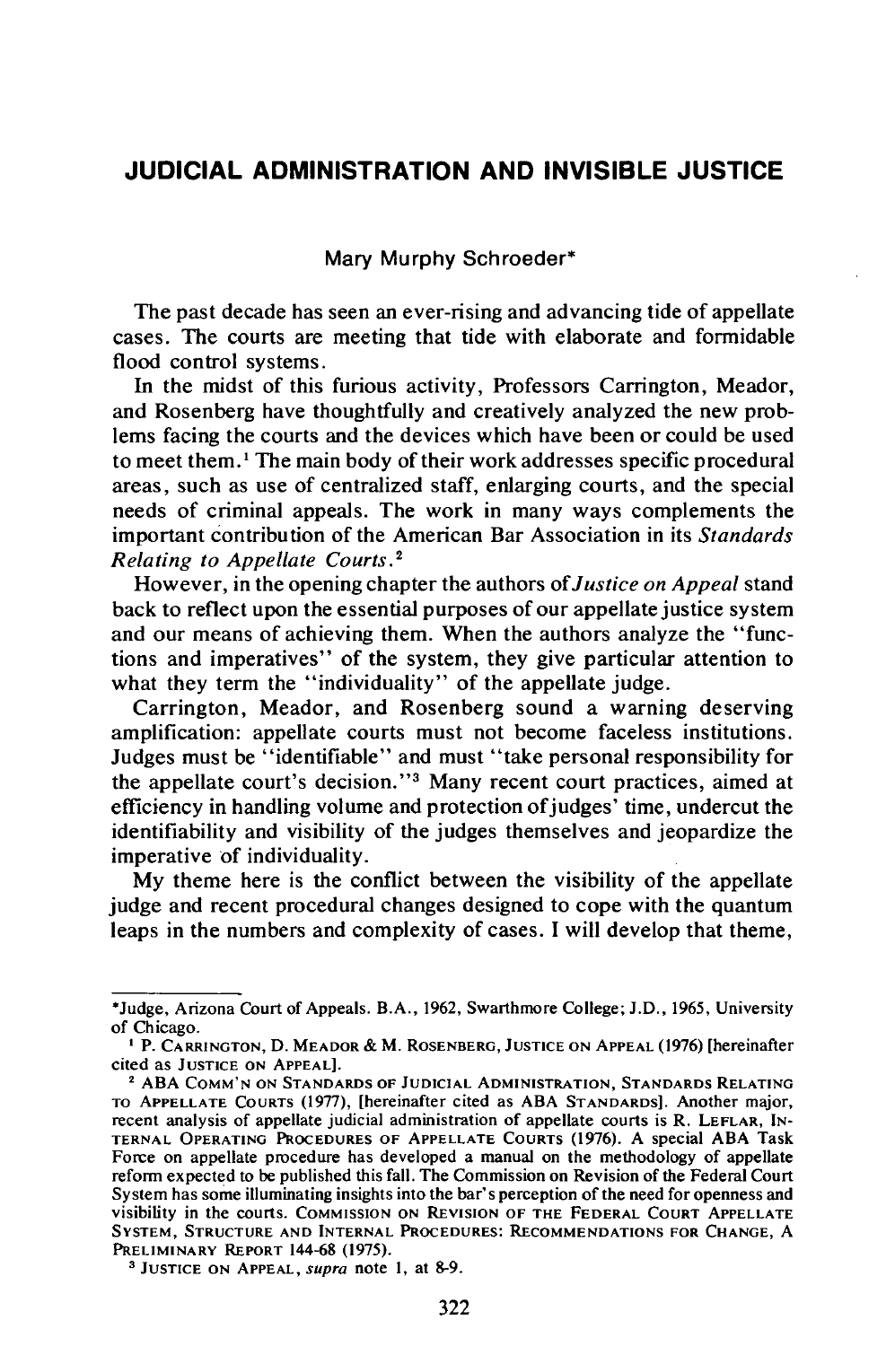# JUDICIAL ADMINISTRATION AND INVISIBLE JUSTICE

Mary Murphy Schroeder*

The past decade has seen an ever-rising and advancing tide of appellate cases. The courts are meeting that tide with elaborate and formidable flood control systems.

In the midst of this furious activity, Professors Carrington, Meador, and Rosenberg have thoughtfully and creatively analyzed the new problems facing the courts and the devices which have been or could be used to meet them.[1] The main body of their work addresses specific procedural areas, such as use of centralized staff, enlarging courts, and the special needs of criminal appeals. The work in many ways complements the important contribution of the American Bar Association in its *Standards Relating to Appellate Courts*.[2]

However, in the opening chapter the authors of *Justice on Appeal* stand back to reflect upon the essential purposes of our appellate justice system and our means of achieving them. When the authors analyze the "functions and imperatives" of the system, they give particular attention to what they term the "individuality" of the appellate judge.

Carrington, Meador, and Rosenberg sound a warning deserving amplification: appellate courts must not become faceless institutions. Judges must be "identifiable" and must "take personal responsibility for the appellate court's decision."[3] Many recent court practices, aimed at efficiency in handling volume and protection of judges' time, undercut the identifiability and visibility of the judges themselves and jeopardize the imperative of individuality.

My theme here is the conflict between the visibility of the appellate judge and recent procedural changes designed to cope with the quantum leaps in the numbers and complexity of cases. I will develop that theme,

---

*Judge, Arizona Court of Appeals. B.A., 1962, Swarthmore College; J.D., 1965, University of Chicago.

[1] P. CARRINGTON, D. MEADOR & M. ROSENBERG, JUSTICE ON APPEAL (1976) [hereinafter cited as JUSTICE ON APPEAL].

[2] ABA COMM'N ON STANDARDS OF JUDICIAL ADMINISTRATION, STANDARDS RELATING TO APPELLATE COURTS (1977), [hereinafter cited as ABA STANDARDS]. Another major, recent analysis of appellate judicial administration of appellate courts is R. LEFLAR, INTERNAL OPERATING PROCEDURES OF APPELLATE COURTS (1976). A special ABA Task Force on appellate procedure has developed a manual on the methodology of appellate reform expected to be published this fall. The Commission on Revision of the Federal Court System has some illuminating insights into the bar's perception of the need for openness and visibility in the courts. COMMISSION ON REVISION OF THE FEDERAL COURT APPELLATE SYSTEM, STRUCTURE AND INTERNAL PROCEDURES: RECOMMENDATIONS FOR CHANGE, A PRELIMINARY REPORT 144-68 (1975).

[3] JUSTICE ON APPEAL, *supra* note 1, at 8-9.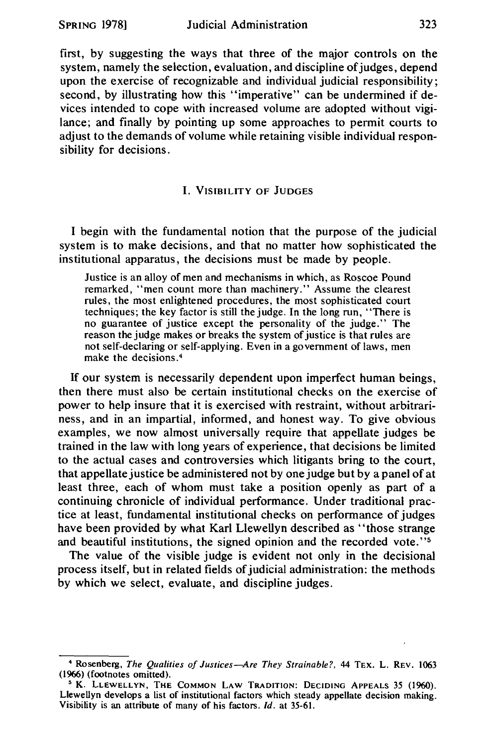first, by suggesting the ways that three of the major controls on the system, namely the selection, evaluation, and discipline of judges, depend upon the exercise of recognizable and individual judicial responsibility; second, by illustrating how this "imperative" can be undermined if devices intended to cope with increased volume are adopted without vigilance; and finally by pointing up some approaches to permit courts to adjust to the demands of volume while retaining visible individual responsibility for decisions.

## I. Visibility of Judges

I begin with the fundamental notion that the purpose of the judicial system is to make decisions, and that no matter how sophisticated the institutional apparatus, the decisions must be made by people.

> Justice is an alloy of men and mechanisms in which, as Roscoe Pound remarked, "men count more than machinery." Assume the clearest rules, the most enlightened procedures, the most sophisticated court techniques; the key factor is still the judge. In the long run, "There is no guarantee of justice except the personality of the judge." The reason the judge makes or breaks the system of justice is that rules are not self-declaring or self-applying. Even in a government of laws, men make the decisions.[4]

If our system is necessarily dependent upon imperfect human beings, then there must also be certain institutional checks on the exercise of power to help insure that it is exercised with restraint, without arbitrariness, and in an impartial, informed, and honest way. To give obvious examples, we now almost universally require that appellate judges be trained in the law with long years of experience, that decisions be limited to the actual cases and controversies which litigants bring to the court, that appellate justice be administered not by one judge but by a panel of at least three, each of whom must take a position openly as part of a continuing chronicle of individual performance. Under traditional practice at least, fundamental institutional checks on performance of judges have been provided by what Karl Llewellyn described as "those strange and beautiful institutions, the signed opinion and the recorded vote."[5]

The value of the visible judge is evident not only in the decisional process itself, but in related fields of judicial administration: the methods by which we select, evaluate, and discipline judges.

---

[4] Rosenberg, *The Qualities of Justices—Are They Strainable?*, 44 Tex. L. Rev. 1063 (1966) (footnotes omitted).

[5] K. Llewellyn, The Common Law Tradition: Deciding Appeals 35 (1960). Llewellyn develops a list of institutional factors which steady appellate decision making. Visibility is an attribute of many of his factors. *Id.* at 35-61.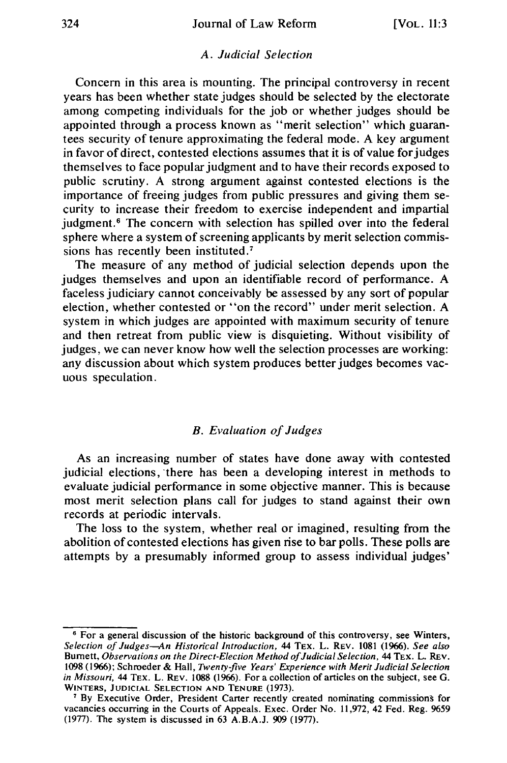### A. Judicial Selection

Concern in this area is mounting. The principal controversy in recent years has been whether state judges should be selected by the electorate among competing individuals for the job or whether judges should be appointed through a process known as "merit selection" which guarantees security of tenure approximating the federal mode. A key argument in favor of direct, contested elections assumes that it is of value for judges themselves to face popular judgment and to have their records exposed to public scrutiny. A strong argument against contested elections is the importance of freeing judges from public pressures and giving them security to increase their freedom to exercise independent and impartial judgment.[6] The concern with selection has spilled over into the federal sphere where a system of screening applicants by merit selection commissions has recently been instituted.[7]

The measure of any method of judicial selection depends upon the judges themselves and upon an identifiable record of performance. A faceless judiciary cannot conceivably be assessed by any sort of popular election, whether contested or "on the record" under merit selection. A system in which judges are appointed with maximum security of tenure and then retreat from public view is disquieting. Without visibility of judges, we can never know how well the selection processes are working: any discussion about which system produces better judges becomes vacuous speculation.

### B. Evaluation of Judges

As an increasing number of states have done away with contested judicial elections, there has been a developing interest in methods to evaluate judicial performance in some objective manner. This is because most merit selection plans call for judges to stand against their own records at periodic intervals.

The loss to the system, whether real or imagined, resulting from the abolition of contested elections has given rise to bar polls. These polls are attempts by a presumably informed group to assess individual judges'

---

[6] For a general discussion of the historic background of this controversy, see Winters, *Selection of Judges—An Historical Introduction*, 44 TEX. L. REV. 1081 (1966). *See also* Burnett, *Observations on the Direct-Election Method of Judicial Selection*, 44 TEX. L. REV. 1098 (1966); Schroeder & Hall, *Twenty-five Years' Experience with Merit Judicial Selection in Missouri*, 44 TEX. L. REV. 1088 (1966). For a collection of articles on the subject, see G. WINTERS, JUDICIAL SELECTION AND TENURE (1973).

[7] By Executive Order, President Carter recently created nominating commissions for vacancies occurring in the Courts of Appeals. Exec. Order No. 11,972, 42 Fed. Reg. 9659 (1977). The system is discussed in 63 A.B.A.J. 909 (1977).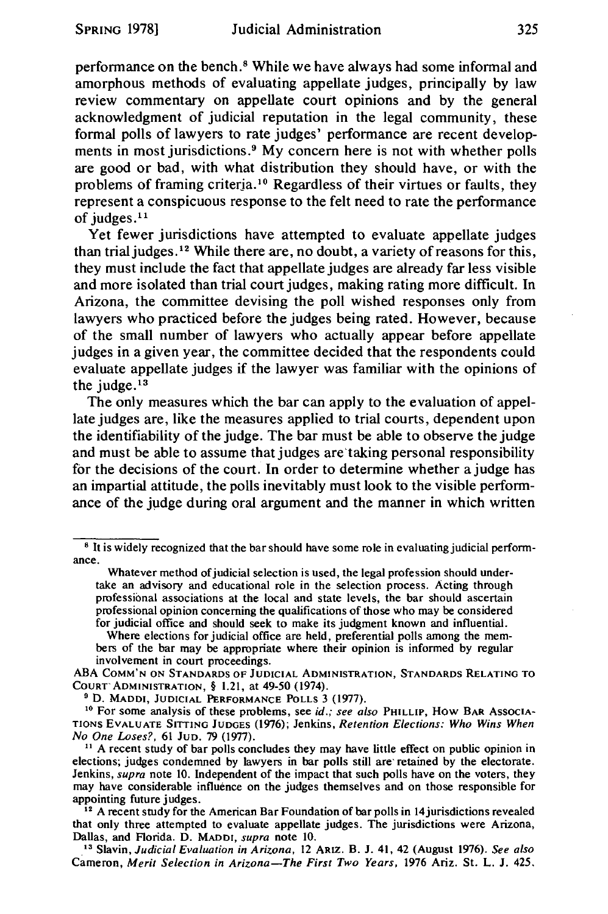performance on the bench.[8] While we have always had some informal and amorphous methods of evaluating appellate judges, principally by law review commentary on appellate court opinions and by the general acknowledgment of judicial reputation in the legal community, these formal polls of lawyers to rate judges' performance are recent developments in most jurisdictions.[9] My concern here is not with whether polls are good or bad, with what distribution they should have, or with the problems of framing criteria.[10] Regardless of their virtues or faults, they represent a conspicuous response to the felt need to rate the performance of judges.[11]

Yet fewer jurisdictions have attempted to evaluate appellate judges than trial judges.[12] While there are, no doubt, a variety of reasons for this, they must include the fact that appellate judges are already far less visible and more isolated than trial court judges, making rating more difficult. In Arizona, the committee devising the poll wished responses only from lawyers who practiced before the judges being rated. However, because of the small number of lawyers who actually appear before appellate judges in a given year, the committee decided that the respondents could evaluate appellate judges if the lawyer was familiar with the opinions of the judge.[13]

The only measures which the bar can apply to the evaluation of appellate judges are, like the measures applied to trial courts, dependent upon the identifiability of the judge. The bar must be able to observe the judge and must be able to assume that judges are taking personal responsibility for the decisions of the court. In order to determine whether a judge has an impartial attitude, the polls inevitably must look to the visible performance of the judge during oral argument and the manner in which written

---

[8] It is widely recognized that the bar should have some role in evaluating judicial performance.

> Whatever method of judicial selection is used, the legal profession should undertake an advisory and educational role in the selection process. Acting through professional associations at the local and state levels, the bar should ascertain professional opinion concerning the qualifications of those who may be considered for judicial office and should seek to make its judgment known and influential.
>
> Where elections for judicial office are held, preferential polls among the members of the bar may be appropriate where their opinion is informed by regular involvement in court proceedings.

ABA COMM'N ON STANDARDS OF JUDICIAL ADMINISTRATION, STANDARDS RELATING TO COURT ADMINISTRATION, § 1.21, at 49-50 (1974).

[9] D. MADDI, JUDICIAL PERFORMANCE POLLS 3 (1977).

[10] For some analysis of these problems, see *id.*; *see also* PHILLIP, HOW BAR ASSOCIATIONS EVALUATE SITTING JUDGES (1976); Jenkins, *Retention Elections: Who Wins When No One Loses?*, 61 JUD. 79 (1977).

[11] A recent study of bar polls concludes they may have little effect on public opinion in elections; judges condemned by lawyers in bar polls still are retained by the electorate. Jenkins, *supra* note 10. Independent of the impact that such polls have on the voters, they may have considerable influence on the judges themselves and on those responsible for appointing future judges.

[12] A recent study for the American Bar Foundation of bar polls in 14 jurisdictions revealed that only three attempted to evaluate appellate judges. The jurisdictions were Arizona, Dallas, and Florida. D. MADDI, *supra* note 10.

[13] Slavin, *Judicial Evaluation in Arizona*, 12 ARIZ. B. J. 41, 42 (August 1976). *See also* Cameron, *Merit Selection in Arizona—The First Two Years*, 1976 Ariz. St. L. J. 425.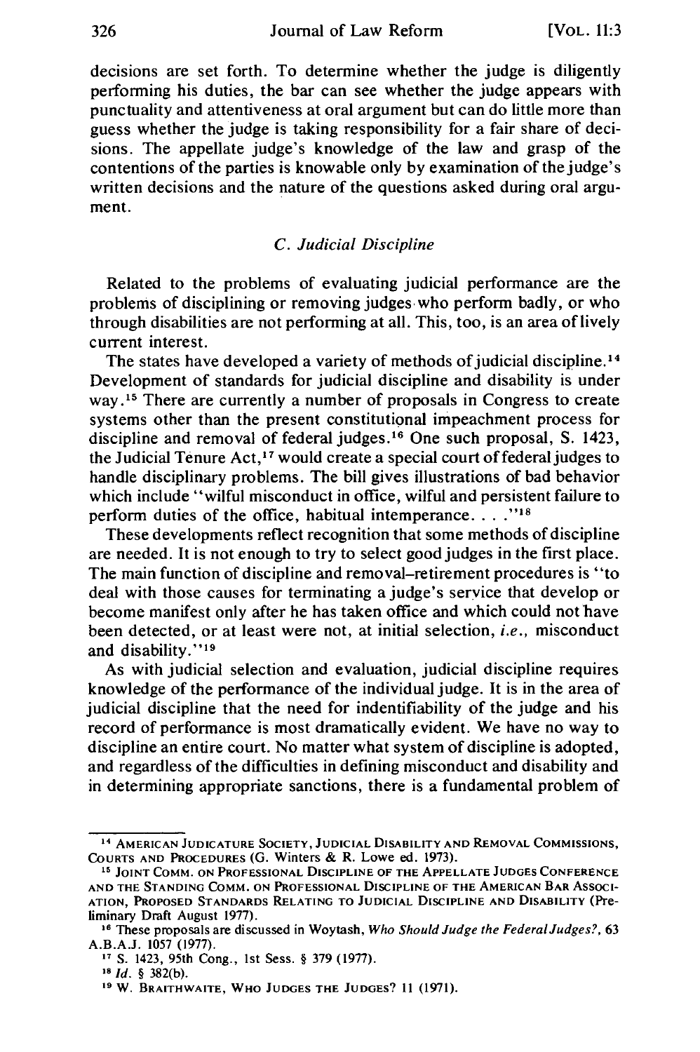decisions are set forth. To determine whether the judge is diligently performing his duties, the bar can see whether the judge appears with punctuality and attentiveness at oral argument but can do little more than guess whether the judge is taking responsibility for a fair share of decisions. The appellate judge's knowledge of the law and grasp of the contentions of the parties is knowable only by examination of the judge's written decisions and the nature of the questions asked during oral argument.

### *C. Judicial Discipline*

Related to the problems of evaluating judicial performance are the problems of disciplining or removing judges who perform badly, or who through disabilities are not performing at all. This, too, is an area of lively current interest.

The states have developed a variety of methods of judicial discipline.[14] Development of standards for judicial discipline and disability is under way.[15] There are currently a number of proposals in Congress to create systems other than the present constitutional impeachment process for discipline and removal of federal judges.[16] One such proposal, S. 1423, the Judicial Tenure Act,[17] would create a special court of federal judges to handle disciplinary problems. The bill gives illustrations of bad behavior which include "wilful misconduct in office, wilful and persistent failure to perform duties of the office, habitual intemperance. . . ."[18]

These developments reflect recognition that some methods of discipline are needed. It is not enough to try to select good judges in the first place. The main function of discipline and removal–retirement procedures is "to deal with those causes for terminating a judge's service that develop or become manifest only after he has taken office and which could not have been detected, or at least were not, at initial selection, *i.e.*, misconduct and disability."[19]

As with judicial selection and evaluation, judicial discipline requires knowledge of the performance of the individual judge. It is in the area of judicial discipline that the need for indentifiability of the judge and his record of performance is most dramatically evident. We have no way to discipline an entire court. No matter what system of discipline is adopted, and regardless of the difficulties in defining misconduct and disability and in determining appropriate sanctions, there is a fundamental problem of

---

[14] AMERICAN JUDICATURE SOCIETY, JUDICIAL DISABILITY AND REMOVAL COMMISSIONS, COURTS AND PROCEDURES (G. Winters & R. Lowe ed. 1973).

[15] JOINT COMM. ON PROFESSIONAL DISCIPLINE OF THE APPELLATE JUDGES CONFERENCE AND THE STANDING COMM. ON PROFESSIONAL DISCIPLINE OF THE AMERICAN BAR ASSOCIATION, PROPOSED STANDARDS RELATING TO JUDICIAL DISCIPLINE AND DISABILITY (Preliminary Draft August 1977).

[16] These proposals are discussed in Woytash, *Who Should Judge the Federal Judges?*, 63 A.B.A.J. 1057 (1977).

[17] S. 1423, 95th Cong., 1st Sess. § 379 (1977).

[18] *Id.* § 382(b).

[19] W. BRAITHWAITE, WHO JUDGES THE JUDGES? 11 (1971).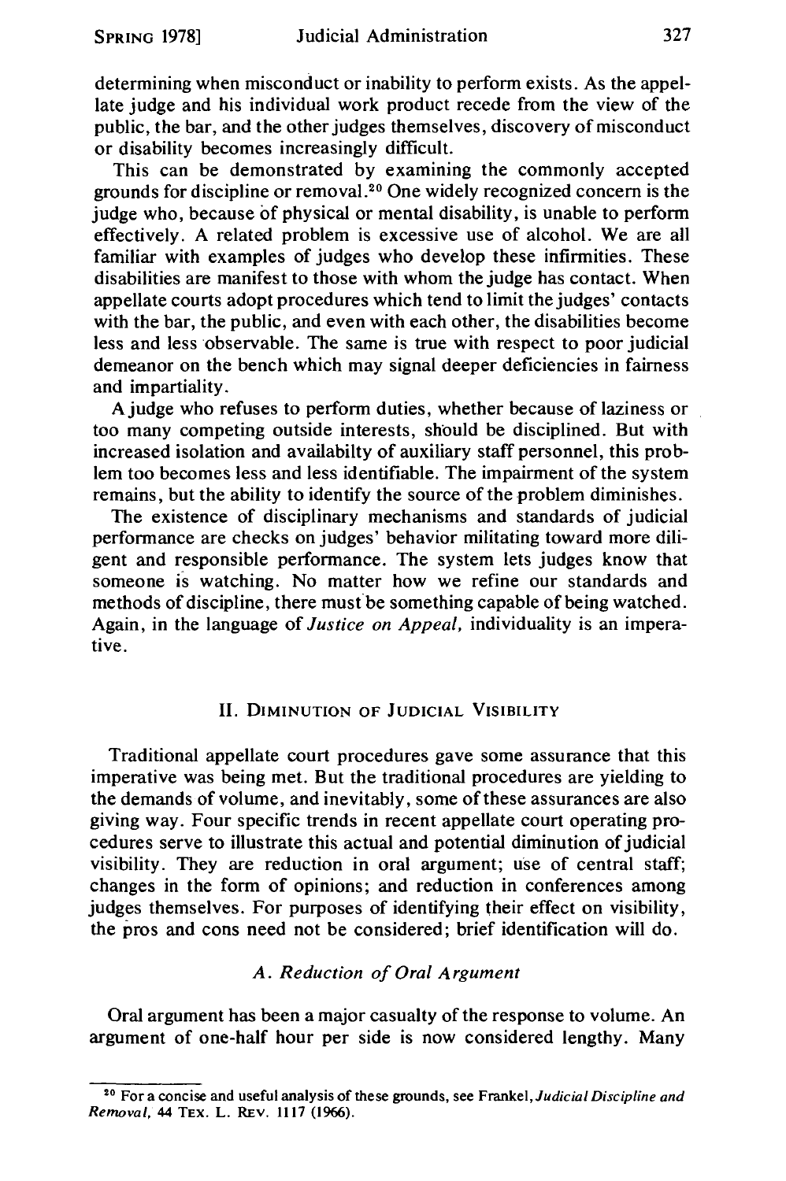determining when misconduct or inability to perform exists. As the appellate judge and his individual work product recede from the view of the public, the bar, and the other judges themselves, discovery of misconduct or disability becomes increasingly difficult.

This can be demonstrated by examining the commonly accepted grounds for discipline or removal.[20] One widely recognized concern is the judge who, because of physical or mental disability, is unable to perform effectively. A related problem is excessive use of alcohol. We are all familiar with examples of judges who develop these infirmities. These disabilities are manifest to those with whom the judge has contact. When appellate courts adopt procedures which tend to limit the judges' contacts with the bar, the public, and even with each other, the disabilities become less and less observable. The same is true with respect to poor judicial demeanor on the bench which may signal deeper deficiencies in fairness and impartiality.

A judge who refuses to perform duties, whether because of laziness or too many competing outside interests, should be disciplined. But with increased isolation and availabilty of auxiliary staff personnel, this problem too becomes less and less identifiable. The impairment of the system remains, but the ability to identify the source of the problem diminishes.

The existence of disciplinary mechanisms and standards of judicial performance are checks on judges' behavior militating toward more diligent and responsible performance. The system lets judges know that someone is watching. No matter how we refine our standards and methods of discipline, there must be something capable of being watched. Again, in the language of *Justice on Appeal,* individuality is an imperative.

## II. Diminution of Judicial Visibility

Traditional appellate court procedures gave some assurance that this imperative was being met. But the traditional procedures are yielding to the demands of volume, and inevitably, some of these assurances are also giving way. Four specific trends in recent appellate court operating procedures serve to illustrate this actual and potential diminution of judicial visibility. They are reduction in oral argument; use of central staff; changes in the form of opinions; and reduction in conferences among judges themselves. For purposes of identifying their effect on visibility, the pros and cons need not be considered; brief identification will do.

### *A. Reduction of Oral Argument*

Oral argument has been a major casualty of the response to volume. An argument of one-half hour per side is now considered lengthy. Many

---

[20] For a concise and useful analysis of these grounds, see Frankel, *Judicial Discipline and Removal,* 44 Tex. L. Rev. 1117 (1966).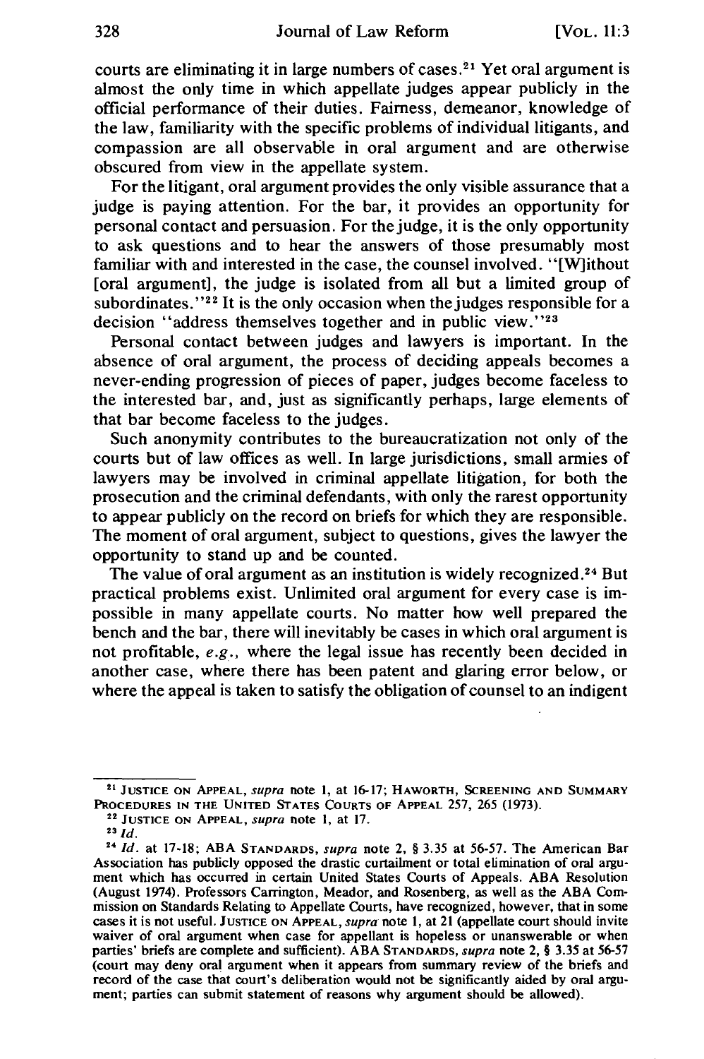courts are eliminating it in large numbers of cases.[21] Yet oral argument is almost the only time in which appellate judges appear publicly in the official performance of their duties. Fairness, demeanor, knowledge of the law, familiarity with the specific problems of individual litigants, and compassion are all observable in oral argument and are otherwise obscured from view in the appellate system.

For the litigant, oral argument provides the only visible assurance that a judge is paying attention. For the bar, it provides an opportunity for personal contact and persuasion. For the judge, it is the only opportunity to ask questions and to hear the answers of those presumably most familiar with and interested in the case, the counsel involved. "[W]ithout [oral argument], the judge is isolated from all but a limited group of subordinates."[22] It is the only occasion when the judges responsible for a decision "address themselves together and in public view."[23]

Personal contact between judges and lawyers is important. In the absence of oral argument, the process of deciding appeals becomes a never-ending progression of pieces of paper, judges become faceless to the interested bar, and, just as significantly perhaps, large elements of that bar become faceless to the judges.

Such anonymity contributes to the bureaucratization not only of the courts but of law offices as well. In large jurisdictions, small armies of lawyers may be involved in criminal appellate litigation, for both the prosecution and the criminal defendants, with only the rarest opportunity to appear publicly on the record on briefs for which they are responsible. The moment of oral argument, subject to questions, gives the lawyer the opportunity to stand up and be counted.

The value of oral argument as an institution is widely recognized.[24] But practical problems exist. Unlimited oral argument for every case is impossible in many appellate courts. No matter how well prepared the bench and the bar, there will inevitably be cases in which oral argument is not profitable, *e.g.*, where the legal issue has recently been decided in another case, where there has been patent and glaring error below, or where the appeal is taken to satisfy the obligation of counsel to an indigent

---

[21] JUSTICE ON APPEAL, *supra* note 1, at 16-17; HAWORTH, SCREENING AND SUMMARY PROCEDURES IN THE UNITED STATES COURTS OF APPEAL 257, 265 (1973).

[22] JUSTICE ON APPEAL, *supra* note 1, at 17.

[23] *Id.*

[24] *Id.* at 17-18; ABA STANDARDS, *supra* note 2, § 3.35 at 56-57. The American Bar Association has publicly opposed the drastic curtailment or total elimination of oral argument which has occurred in certain United States Courts of Appeals. ABA Resolution (August 1974). Professors Carrington, Meador, and Rosenberg, as well as the ABA Commission on Standards Relating to Appellate Courts, have recognized, however, that in some cases it is not useful. JUSTICE ON APPEAL, *supra* note 1, at 21 (appellate court should invite waiver of oral argument when case for appellant is hopeless or unanswerable or when parties' briefs are complete and sufficient). ABA STANDARDS, *supra* note 2, § 3.35 at 56-57 (court may deny oral argument when it appears from summary review of the briefs and record of the case that court's deliberation would not be significantly aided by oral argument; parties can submit statement of reasons why argument should be allowed).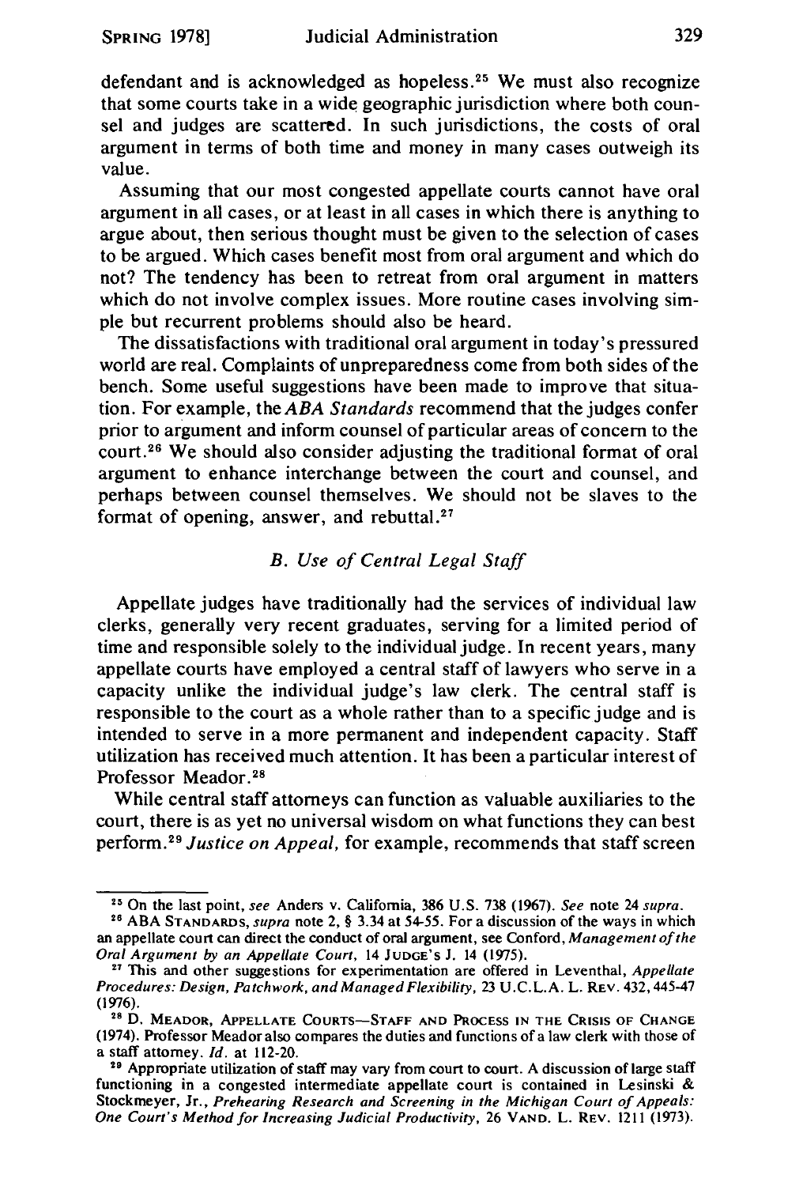defendant and is acknowledged as hopeless.[25] We must also recognize that some courts take in a wide geographic jurisdiction where both counsel and judges are scattered. In such jurisdictions, the costs of oral argument in terms of both time and money in many cases outweigh its value.

Assuming that our most congested appellate courts cannot have oral argument in all cases, or at least in all cases in which there is anything to argue about, then serious thought must be given to the selection of cases to be argued. Which cases benefit most from oral argument and which do not? The tendency has been to retreat from oral argument in matters which do not involve complex issues. More routine cases involving simple but recurrent problems should also be heard.

The dissatisfactions with traditional oral argument in today's pressured world are real. Complaints of unpreparedness come from both sides of the bench. Some useful suggestions have been made to improve that situation. For example, the *ABA Standards* recommend that the judges confer prior to argument and inform counsel of particular areas of concern to the court.[26] We should also consider adjusting the traditional format of oral argument to enhance interchange between the court and counsel, and perhaps between counsel themselves. We should not be slaves to the format of opening, answer, and rebuttal.[27]

### *B. Use of Central Legal Staff*

Appellate judges have traditionally had the services of individual law clerks, generally very recent graduates, serving for a limited period of time and responsible solely to the individual judge. In recent years, many appellate courts have employed a central staff of lawyers who serve in a capacity unlike the individual judge's law clerk. The central staff is responsible to the court as a whole rather than to a specific judge and is intended to serve in a more permanent and independent capacity. Staff utilization has received much attention. It has been a particular interest of Professor Meador.[28]

While central staff attorneys can function as valuable auxiliaries to the court, there is as yet no universal wisdom on what functions they can best perform.[29] *Justice on Appeal*, for example, recommends that staff screen

---

[25] On the last point, *see* Anders v. California, 386 U.S. 738 (1967). *See* note 24 *supra*.

[26] ABA STANDARDS, *supra* note 2, § 3.34 at 54-55. For a discussion of the ways in which an appellate court can direct the conduct of oral argument, see Conford, *Management of the Oral Argument by an Appellate Court*, 14 JUDGE'S J. 14 (1975).

[27] This and other suggestions for experimentation are offered in Leventhal, *Appellate Procedures: Design, Patchwork, and Managed Flexibility*, 23 U.C.L.A. L. REV. 432, 445-47 (1976).

[28] D. MEADOR, APPELLATE COURTS—STAFF AND PROCESS IN THE CRISIS OF CHANGE (1974). Professor Meador also compares the duties and functions of a law clerk with those of a staff attorney. *Id.* at 112-20.

[29] Appropriate utilization of staff may vary from court to court. A discussion of large staff functioning in a congested intermediate appellate court is contained in Lesinski & Stockmeyer, Jr., *Prehearing Research and Screening in the Michigan Court of Appeals: One Court's Method for Increasing Judicial Productivity*, 26 VAND. L. REV. 1211 (1973).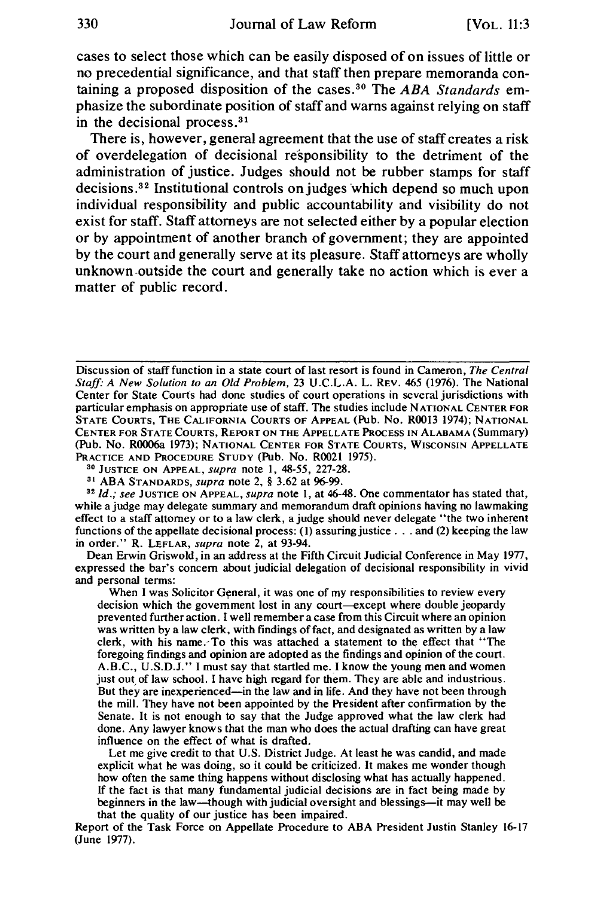cases to select those which can be easily disposed of on issues of little or no precedential significance, and that staff then prepare memoranda containing a proposed disposition of the cases.[30] The *ABA Standards* emphasize the subordinate position of staff and warns against relying on staff in the decisional process.[31]

There is, however, general agreement that the use of staff creates a risk of overdelegation of decisional responsibility to the detriment of the administration of justice. Judges should not be rubber stamps for staff decisions.[32] Institutional controls on judges which depend so much upon individual responsibility and public accountability and visibility do not exist for staff. Staff attorneys are not selected either by a popular election or by appointment of another branch of government; they are appointed by the court and generally serve at its pleasure. Staff attorneys are wholly unknown outside the court and generally take no action which is ever a matter of public record.

---

Discussion of staff function in a state court of last resort is found in Cameron, *The Central Staff: A New Solution to an Old Problem*, 23 U.C.L.A. L. REV. 465 (1976). The National Center for State Courts had done studies of court operations in several jurisdictions with particular emphasis on appropriate use of staff. The studies include NATIONAL CENTER FOR STATE COURTS, THE CALIFORNIA COURTS OF APPEAL (Pub. No. R0013 1974); NATIONAL CENTER FOR STATE COURTS, REPORT ON THE APPELLATE PROCESS IN ALABAMA (Summary) (Pub. No. R0006a 1973); NATIONAL CENTER FOR STATE COURTS, WISCONSIN APPELLATE PRACTICE AND PROCEDURE STUDY (Pub. No. R0021 1975).

[30] JUSTICE ON APPEAL, *supra* note 1, 48-55, 227-28.

[31] ABA STANDARDS, *supra* note 2, § 3.62 at 96-99.

[32] *Id.*; *see* JUSTICE ON APPEAL, *supra* note 1, at 46-48. One commentator has stated that, while a judge may delegate summary and memorandum draft opinions having no lawmaking effect to a staff attorney or to a law clerk, a judge should never delegate "the two inherent functions of the appellate decisional process: (1) assuring justice . . . and (2) keeping the law in order." R. LEFLAR, *supra* note 2, at 93-94.

Dean Erwin Griswold, in an address at the Fifth Circuit Judicial Conference in May 1977, expressed the bar's concern about judicial delegation of decisional responsibility in vivid and personal terms:

> When I was Solicitor General, it was one of my responsibilities to review every decision which the government lost in any court—except where double jeopardy prevented further action. I well remember a case from this Circuit where an opinion was written by a law clerk, with findings of fact, and designated as written by a law clerk, with his name. To this was attached a statement to the effect that "The foregoing findings and opinion are adopted as the findings and opinion of the court. A.B.C., U.S.D.J." I must say that startled me. I know the young men and women just out of law school. I have high regard for them. They are able and industrious. But they are inexperienced—in the law and in life. And they have not been through the mill. They have not been appointed by the President after confirmation by the Senate. It is not enough to say that the Judge approved what the law clerk had done. Any lawyer knows that the man who does the actual drafting can have great influence on the effect of what is drafted.
>
> Let me give credit to that U.S. District Judge. At least he was candid, and made explicit what he was doing, so it could be criticized. It makes me wonder though how often the same thing happens without disclosing what has actually happened. If the fact is that many fundamental judicial decisions are in fact being made by beginners in the law—though with judicial oversight and blessings—it may well be that the quality of our justice has been impaired.

Report of the Task Force on Appellate Procedure to ABA President Justin Stanley 16-17 (June 1977).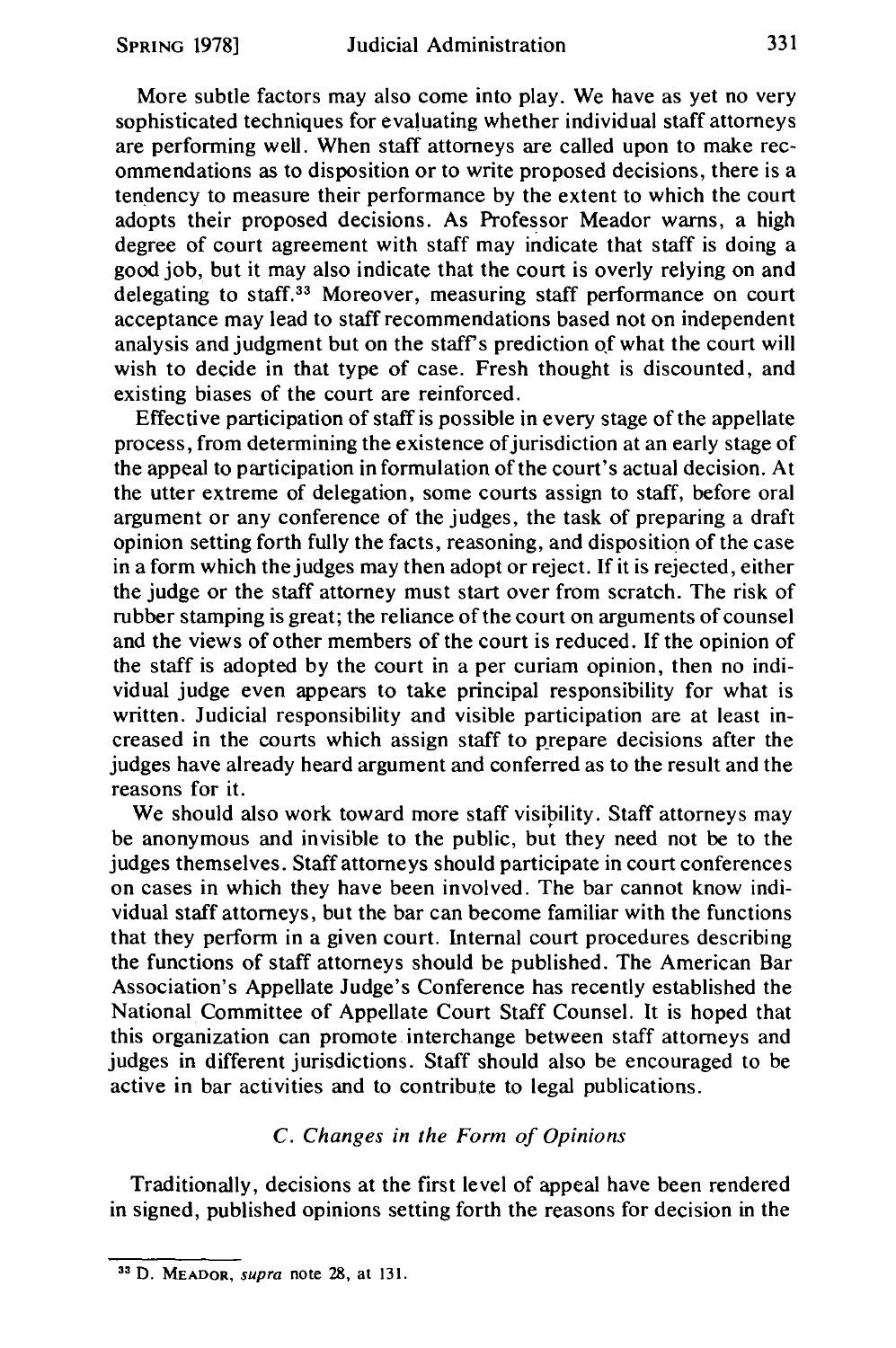More subtle factors may also come into play. We have as yet no very sophisticated techniques for evaluating whether individual staff attorneys are performing well. When staff attorneys are called upon to make recommendations as to disposition or to write proposed decisions, there is a tendency to measure their performance by the extent to which the court adopts their proposed decisions. As Professor Meador warns, a high degree of court agreement with staff may indicate that staff is doing a good job, but it may also indicate that the court is overly relying on and delegating to staff.[33] Moreover, measuring staff performance on court acceptance may lead to staff recommendations based not on independent analysis and judgment but on the staff's prediction of what the court will wish to decide in that type of case. Fresh thought is discounted, and existing biases of the court are reinforced.

Effective participation of staff is possible in every stage of the appellate process, from determining the existence of jurisdiction at an early stage of the appeal to participation in formulation of the court's actual decision. At the utter extreme of delegation, some courts assign to staff, before oral argument or any conference of the judges, the task of preparing a draft opinion setting forth fully the facts, reasoning, and disposition of the case in a form which the judges may then adopt or reject. If it is rejected, either the judge or the staff attorney must start over from scratch. The risk of rubber stamping is great; the reliance of the court on arguments of counsel and the views of other members of the court is reduced. If the opinion of the staff is adopted by the court in a per curiam opinion, then no individual judge even appears to take principal responsibility for what is written. Judicial responsibility and visible participation are at least increased in the courts which assign staff to prepare decisions after the judges have already heard argument and conferred as to the result and the reasons for it.

We should also work toward more staff visibility. Staff attorneys may be anonymous and invisible to the public, but they need not be to the judges themselves. Staff attorneys should participate in court conferences on cases in which they have been involved. The bar cannot know individual staff attorneys, but the bar can become familiar with the functions that they perform in a given court. Internal court procedures describing the functions of staff attorneys should be published. The American Bar Association's Appellate Judge's Conference has recently established the National Committee of Appellate Court Staff Counsel. It is hoped that this organization can promote interchange between staff attorneys and judges in different jurisdictions. Staff should also be encouraged to be active in bar activities and to contribute to legal publications.

### *C. Changes in the Form of Opinions*

Traditionally, decisions at the first level of appeal have been rendered in signed, published opinions setting forth the reasons for decision in the

---

[33] D. MEADOR, *supra* note 28, at 131.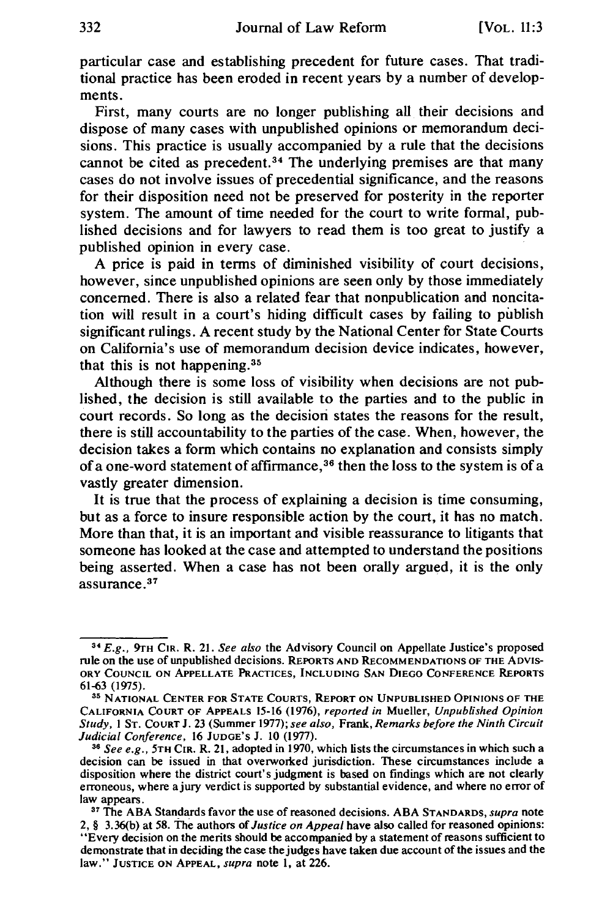particular case and establishing precedent for future cases. That traditional practice has been eroded in recent years by a number of developments.

First, many courts are no longer publishing all their decisions and dispose of many cases with unpublished opinions or memorandum decisions. This practice is usually accompanied by a rule that the decisions cannot be cited as precedent.[34] The underlying premises are that many cases do not involve issues of precedential significance, and the reasons for their disposition need not be preserved for posterity in the reporter system. The amount of time needed for the court to write formal, published decisions and for lawyers to read them is too great to justify a published opinion in every case.

A price is paid in terms of diminished visibility of court decisions, however, since unpublished opinions are seen only by those immediately concerned. There is also a related fear that nonpublication and noncitation will result in a court's hiding difficult cases by failing to publish significant rulings. A recent study by the National Center for State Courts on California's use of memorandum decision device indicates, however, that this is not happening.[35]

Although there is some loss of visibility when decisions are not published, the decision is still available to the parties and to the public in court records. So long as the decision states the reasons for the result, there is still accountability to the parties of the case. When, however, the decision takes a form which contains no explanation and consists simply of a one-word statement of affirmance,[36] then the loss to the system is of a vastly greater dimension.

It is true that the process of explaining a decision is time consuming, but as a force to insure responsible action by the court, it has no match. More than that, it is an important and visible reassurance to litigants that someone has looked at the case and attempted to understand the positions being asserted. When a case has not been orally argued, it is the only assurance.[37]

---

[34] *E.g.*, 9TH CIR. R. 21. *See also* the Advisory Council on Appellate Justice's proposed rule on the use of unpublished decisions. REPORTS AND RECOMMENDATIONS OF THE ADVISORY COUNCIL ON APPELLATE PRACTICES, INCLUDING SAN DIEGO CONFERENCE REPORTS 61-63 (1975).

[35] NATIONAL CENTER FOR STATE COURTS, REPORT ON UNPUBLISHED OPINIONS OF THE CALIFORNIA COURT OF APPEALS 15-16 (1976), *reported in* Mueller, *Unpublished Opinion Study*, 1 ST. COURT J. 23 (Summer 1977); *see also*, Frank, *Remarks before the Ninth Circuit Judicial Conference*, 16 JUDGE'S J. 10 (1977).

[36] *See e.g.*, 5TH CIR. R. 21, adopted in 1970, which lists the circumstances in which such a decision can be issued in that overworked jurisdiction. These circumstances include a disposition where the district court's judgment is based on findings which are not clearly erroneous, where a jury verdict is supported by substantial evidence, and where no error of law appears.

[37] The ABA Standards favor the use of reasoned decisions. ABA STANDARDS, *supra* note 2, § 3.36(b) at 58. The authors of *Justice on Appeal* have also called for reasoned opinions: "Every decision on the merits should be accompanied by a statement of reasons sufficient to demonstrate that in deciding the case the judges have taken due account of the issues and the law." JUSTICE ON APPEAL, *supra* note 1, at 226.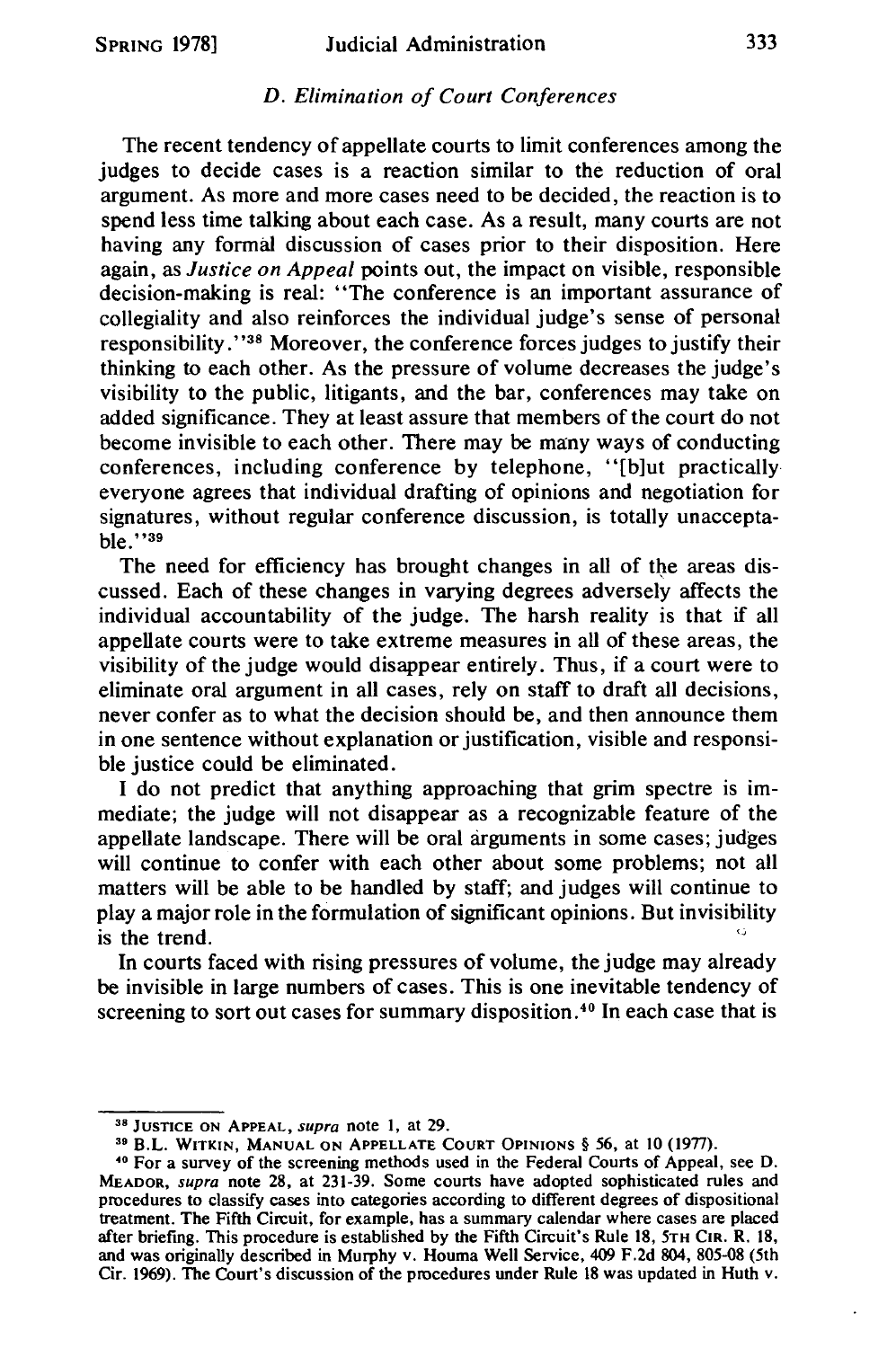### *D. Elimination of Court Conferences*

The recent tendency of appellate courts to limit conferences among the judges to decide cases is a reaction similar to the reduction of oral argument. As more and more cases need to be decided, the reaction is to spend less time talking about each case. As a result, many courts are not having any formal discussion of cases prior to their disposition. Here again, as *Justice on Appeal* points out, the impact on visible, responsible decision-making is real: "The conference is an important assurance of collegiality and also reinforces the individual judge's sense of personal responsibility."[38] Moreover, the conference forces judges to justify their thinking to each other. As the pressure of volume decreases the judge's visibility to the public, litigants, and the bar, conferences may take on added significance. They at least assure that members of the court do not become invisible to each other. There may be many ways of conducting conferences, including conference by telephone, "[b]ut practically everyone agrees that individual drafting of opinions and negotiation for signatures, without regular conference discussion, is totally unacceptable."[39]

The need for efficiency has brought changes in all of the areas discussed. Each of these changes in varying degrees adversely affects the individual accountability of the judge. The harsh reality is that if all appellate courts were to take extreme measures in all of these areas, the visibility of the judge would disappear entirely. Thus, if a court were to eliminate oral argument in all cases, rely on staff to draft all decisions, never confer as to what the decision should be, and then announce them in one sentence without explanation or justification, visible and responsible justice could be eliminated.

I do not predict that anything approaching that grim spectre is immediate; the judge will not disappear as a recognizable feature of the appellate landscape. There will be oral arguments in some cases; judges will continue to confer with each other about some problems; not all matters will be able to be handled by staff; and judges will continue to play a major role in the formulation of significant opinions. But invisibility is the trend.

In courts faced with rising pressures of volume, the judge may already be invisible in large numbers of cases. This is one inevitable tendency of screening to sort out cases for summary disposition.[40] In each case that is

---

[38] JUSTICE ON APPEAL, *supra* note 1, at 29.

[39] B.L. WITKIN, MANUAL ON APPELLATE COURT OPINIONS § 56, at 10 (1977).

[40] For a survey of the screening methods used in the Federal Courts of Appeal, see D. MEADOR, *supra* note 28, at 231-39. Some courts have adopted sophisticated rules and procedures to classify cases into categories according to different degrees of dispositional treatment. The Fifth Circuit, for example, has a summary calendar where cases are placed after briefing. This procedure is established by the Fifth Circuit's Rule 18, 5TH CIR. R. 18, and was originally described in Murphy v. Houma Well Service, 409 F.2d 804, 805-08 (5th Cir. 1969). The Court's discussion of the procedures under Rule 18 was updated in Huth v.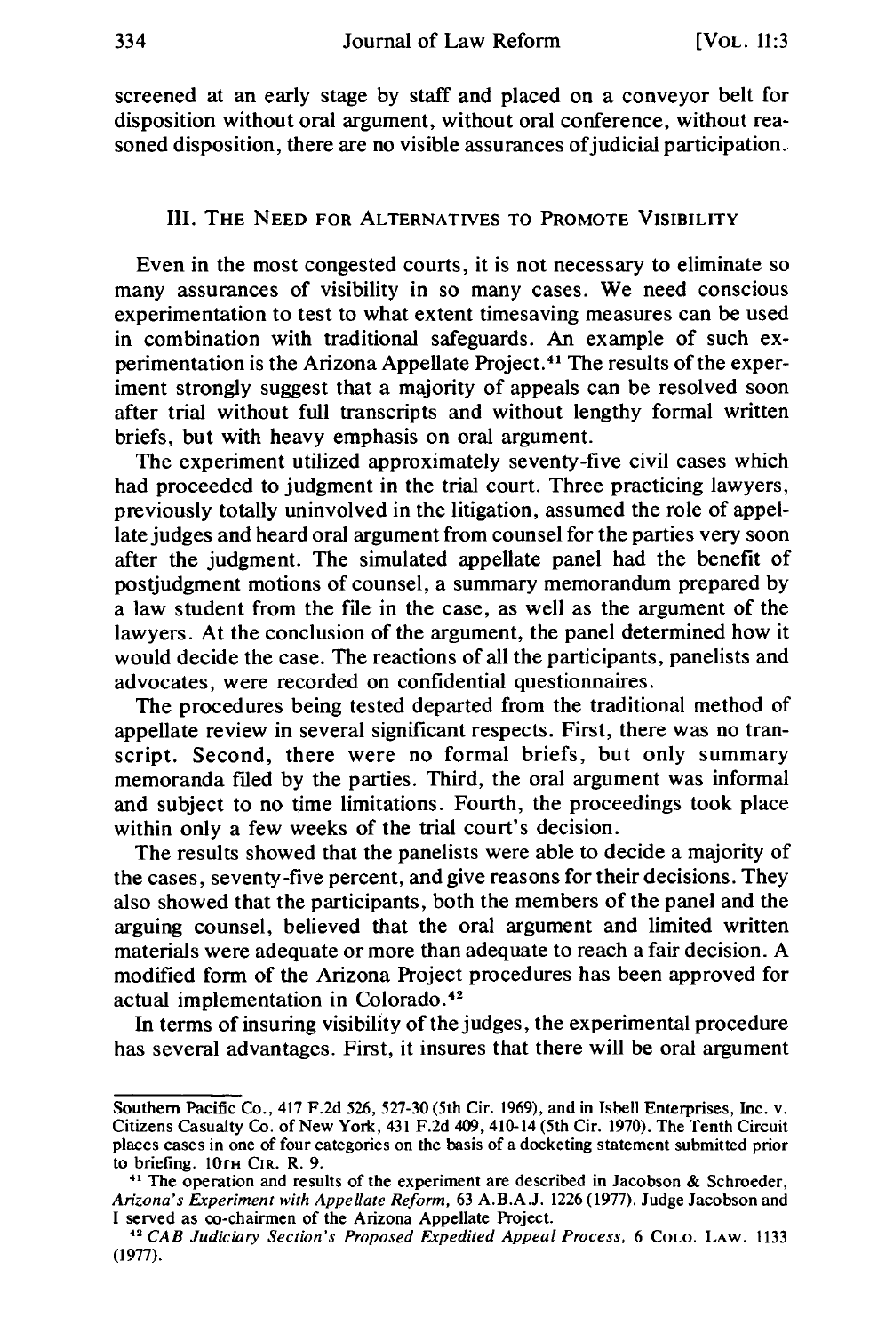screened at an early stage by staff and placed on a conveyor belt for disposition without oral argument, without oral conference, without reasoned disposition, there are no visible assurances of judicial participation.

## III. The Need for Alternatives to Promote Visibility

Even in the most congested courts, it is not necessary to eliminate so many assurances of visibility in so many cases. We need conscious experimentation to test to what extent timesaving measures can be used in combination with traditional safeguards. An example of such experimentation is the Arizona Appellate Project.[41] The results of the experiment strongly suggest that a majority of appeals can be resolved soon after trial without full transcripts and without lengthy formal written briefs, but with heavy emphasis on oral argument.

The experiment utilized approximately seventy-five civil cases which had proceeded to judgment in the trial court. Three practicing lawyers, previously totally uninvolved in the litigation, assumed the role of appellate judges and heard oral argument from counsel for the parties very soon after the judgment. The simulated appellate panel had the benefit of postjudgment motions of counsel, a summary memorandum prepared by a law student from the file in the case, as well as the argument of the lawyers. At the conclusion of the argument, the panel determined how it would decide the case. The reactions of all the participants, panelists and advocates, were recorded on confidential questionnaires.

The procedures being tested departed from the traditional method of appellate review in several significant respects. First, there was no transcript. Second, there were no formal briefs, but only summary memoranda filed by the parties. Third, the oral argument was informal and subject to no time limitations. Fourth, the proceedings took place within only a few weeks of the trial court's decision.

The results showed that the panelists were able to decide a majority of the cases, seventy-five percent, and give reasons for their decisions. They also showed that the participants, both the members of the panel and the arguing counsel, believed that the oral argument and limited written materials were adequate or more than adequate to reach a fair decision. A modified form of the Arizona Project procedures has been approved for actual implementation in Colorado.[42]

In terms of insuring visibility of the judges, the experimental procedure has several advantages. First, it insures that there will be oral argument

---

Southern Pacific Co., 417 F.2d 526, 527-30 (5th Cir. 1969), and in Isbell Enterprises, Inc. v. Citizens Casualty Co. of New York, 431 F.2d 409, 410-14 (5th Cir. 1970). The Tenth Circuit places cases in one of four categories on the basis of a docketing statement submitted prior to briefing. 10TH CIR. R. 9.

[41] The operation and results of the experiment are described in Jacobson & Schroeder, *Arizona's Experiment with Appellate Reform*, 63 A.B.A.J. 1226 (1977). Judge Jacobson and I served as co-chairmen of the Arizona Appellate Project.

[42] *CAB Judiciary Section's Proposed Expedited Appeal Process*, 6 COLO. LAW. 1133 (1977).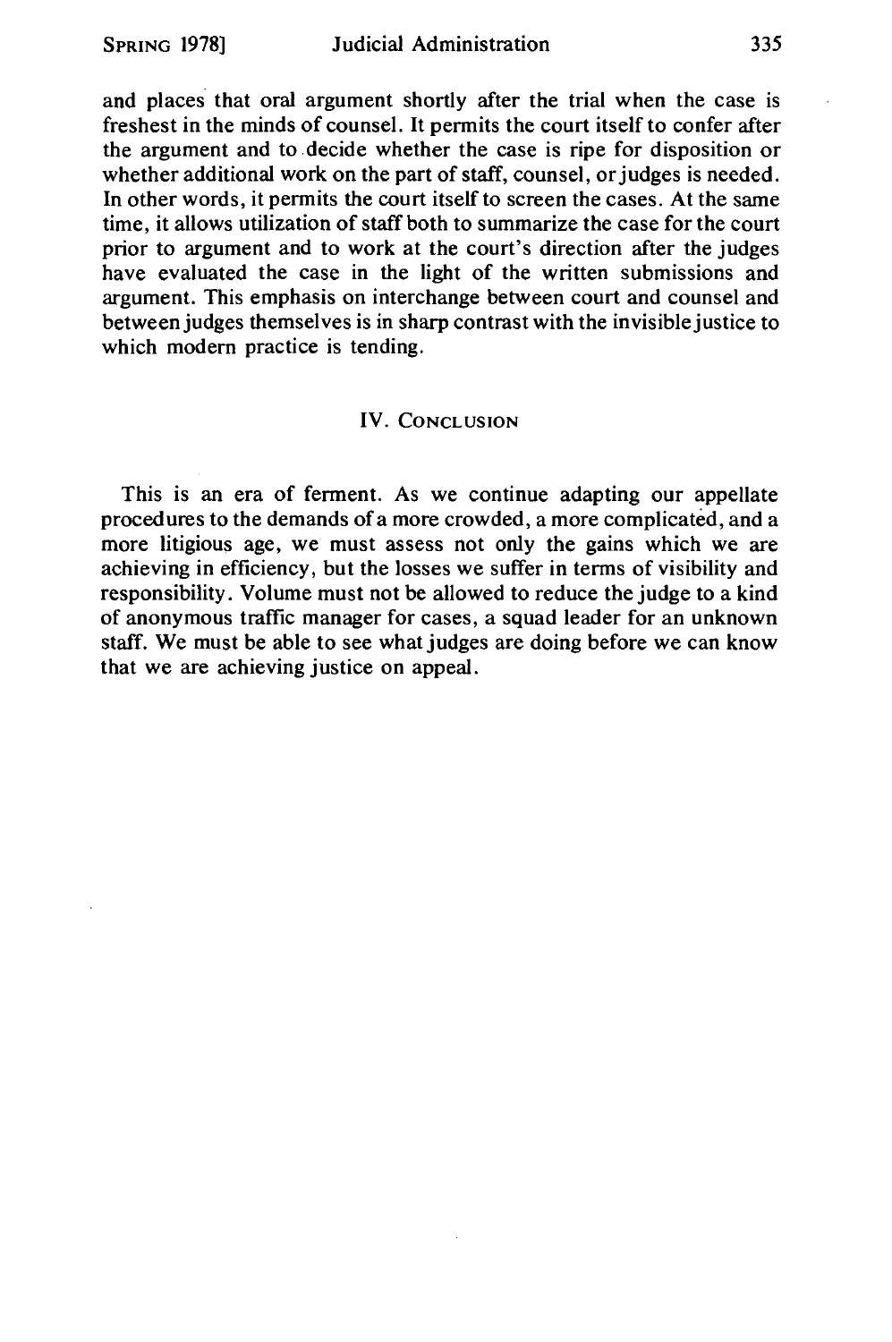and places that oral argument shortly after the trial when the case is freshest in the minds of counsel. It permits the court itself to confer after the argument and to decide whether the case is ripe for disposition or whether additional work on the part of staff, counsel, or judges is needed. In other words, it permits the court itself to screen the cases. At the same time, it allows utilization of staff both to summarize the case for the court prior to argument and to work at the court's direction after the judges have evaluated the case in the light of the written submissions and argument. This emphasis on interchange between court and counsel and between judges themselves is in sharp contrast with the invisible justice to which modern practice is tending.

## IV. Conclusion

This is an era of ferment. As we continue adapting our appellate procedures to the demands of a more crowded, a more complicated, and a more litigious age, we must assess not only the gains which we are achieving in efficiency, but the losses we suffer in terms of visibility and responsibility. Volume must not be allowed to reduce the judge to a kind of anonymous traffic manager for cases, a squad leader for an unknown staff. We must be able to see what judges are doing before we can know that we are achieving justice on appeal.